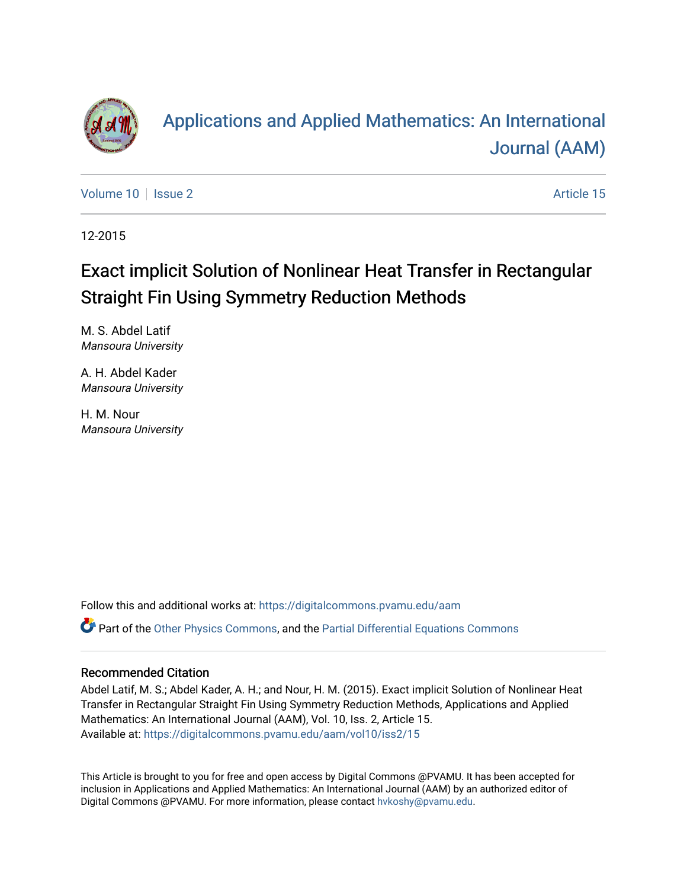# Applications and Applied Mathematics: An International Journal (AAM)

Volume 10 | Issue 2 — Article 15

12-2015

## Exact implicit Solution of Nonlinear Heat Transfer in Rectangular Straight Fin Using Symmetry Reduction Methods

M. S. Abdel Latif
*Mansoura University*

A. H. Abdel Kader
*Mansoura University*

H. M. Nour
*Mansoura University*

Follow this and additional works at: https://digitalcommons.pvamu.edu/aam

Part of the Other Physics Commons, and the Partial Differential Equations Commons

### Recommended Citation

Abdel Latif, M. S.; Abdel Kader, A. H.; and Nour, H. M. (2015). Exact implicit Solution of Nonlinear Heat Transfer in Rectangular Straight Fin Using Symmetry Reduction Methods, Applications and Applied Mathematics: An International Journal (AAM), Vol. 10, Iss. 2, Article 15.
Available at: https://digitalcommons.pvamu.edu/aam/vol10/iss2/15

This Article is brought to you for free and open access by Digital Commons @PVAMU. It has been accepted for inclusion in Applications and Applied Mathematics: An International Journal (AAM) by an authorized editor of Digital Commons @PVAMU. For more information, please contact hvkoshy@pvamu.edu.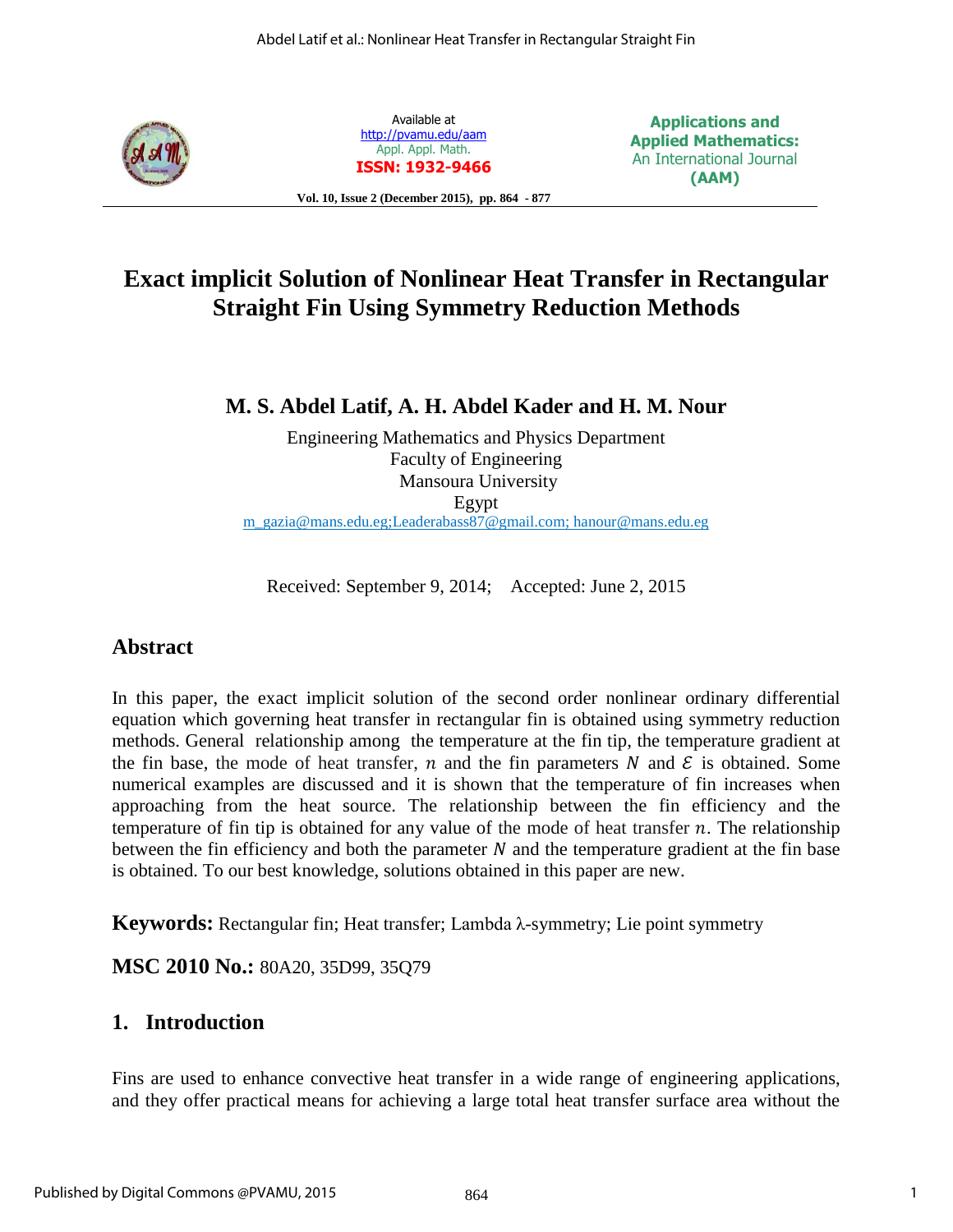# Exact implicit Solution of Nonlinear Heat Transfer in Rectangular Straight Fin Using Symmetry Reduction Methods

## M. S. Abdel Latif, A. H. Abdel Kader and H. M. Nour

Engineering Mathematics and Physics Department
Faculty of Engineering
Mansoura University
Egypt
m_gazia@mans.edu.eg;Leaderabass87@gmail.com; hanour@mans.edu.eg

Received: September 9, 2014; Accepted: June 2, 2015

## Abstract

In this paper, the exact implicit solution of the second order nonlinear ordinary differential equation which governing heat transfer in rectangular fin is obtained using symmetry reduction methods. General relationship among the temperature at the fin tip, the temperature gradient at the fin base, the mode of heat transfer, $n$ and the fin parameters $N$ and $\mathcal{E}$ is obtained. Some numerical examples are discussed and it is shown that the temperature of fin increases when approaching from the heat source. The relationship between the fin efficiency and the temperature of fin tip is obtained for any value of the mode of heat transfer $n$. The relationship between the fin efficiency and both the parameter $N$ and the temperature gradient at the fin base is obtained. To our best knowledge, solutions obtained in this paper are new.

**Keywords:** Rectangular fin; Heat transfer; Lambda λ-symmetry; Lie point symmetry

**MSC 2010 No.:** 80A20, 35D99, 35Q79

## 1. Introduction

Fins are used to enhance convective heat transfer in a wide range of engineering applications, and they offer practical means for achieving a large total heat transfer surface area without the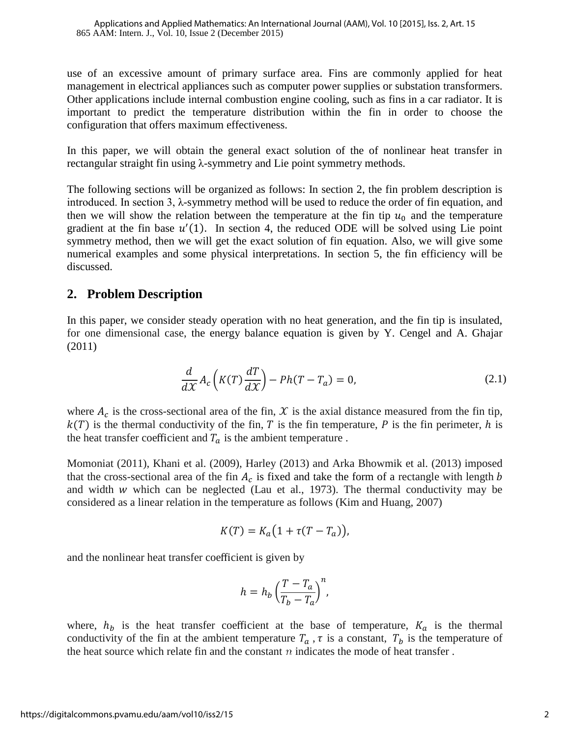use of an excessive amount of primary surface area. Fins are commonly applied for heat management in electrical appliances such as computer power supplies or substation transformers. Other applications include internal combustion engine cooling, such as fins in a car radiator. It is important to predict the temperature distribution within the fin in order to choose the configuration that offers maximum effectiveness.

In this paper, we will obtain the general exact solution of the of nonlinear heat transfer in rectangular straight fin using λ-symmetry and Lie point symmetry methods.

The following sections will be organized as follows: In section 2, the fin problem description is introduced. In section 3, λ-symmetry method will be used to reduce the order of fin equation, and then we will show the relation between the temperature at the fin tip $u_0$ and the temperature gradient at the fin base $u'(1)$. In section 4, the reduced ODE will be solved using Lie point symmetry method, then we will get the exact solution of fin equation. Also, we will give some numerical examples and some physical interpretations. In section 5, the fin efficiency will be discussed.

## 2. Problem Description

In this paper, we consider steady operation with no heat generation, and the fin tip is insulated, for one dimensional case, the energy balance equation is given by Y. Cengel and A. Ghajar (2011)

$$\frac{d}{d\mathcal{X}} A_c \left( K(T) \frac{dT}{d\mathcal{X}} \right) - Ph(T - T_a) = 0, \tag{2.1}$$

where $A_c$ is the cross-sectional area of the fin, $\mathcal{X}$ is the axial distance measured from the fin tip, $k(T)$ is the thermal conductivity of the fin, $T$ is the fin temperature, $P$ is the fin perimeter, $h$ is the heat transfer coefficient and $T_a$ is the ambient temperature .

Momoniat (2011), Khani et al. (2009), Harley (2013) and Arka Bhowmik et al. (2013) imposed that the cross-sectional area of the fin $A_c$ is fixed and take the form of a rectangle with length $b$ and width $w$ which can be neglected (Lau et al., 1973). The thermal conductivity may be considered as a linear relation in the temperature as follows (Kim and Huang, 2007)

$$K(T) = K_a\big(1 + \tau(T - T_a)\big),$$

and the nonlinear heat transfer coefficient is given by

$$h = h_b \left( \frac{T - T_a}{T_b - T_a} \right)^n,$$

where, $h_b$ is the heat transfer coefficient at the base of temperature, $K_a$ is the thermal conductivity of the fin at the ambient temperature $T_a$ , $\tau$ is a constant, $T_b$ is the temperature of the heat source which relate fin and the constant $n$ indicates the mode of heat transfer .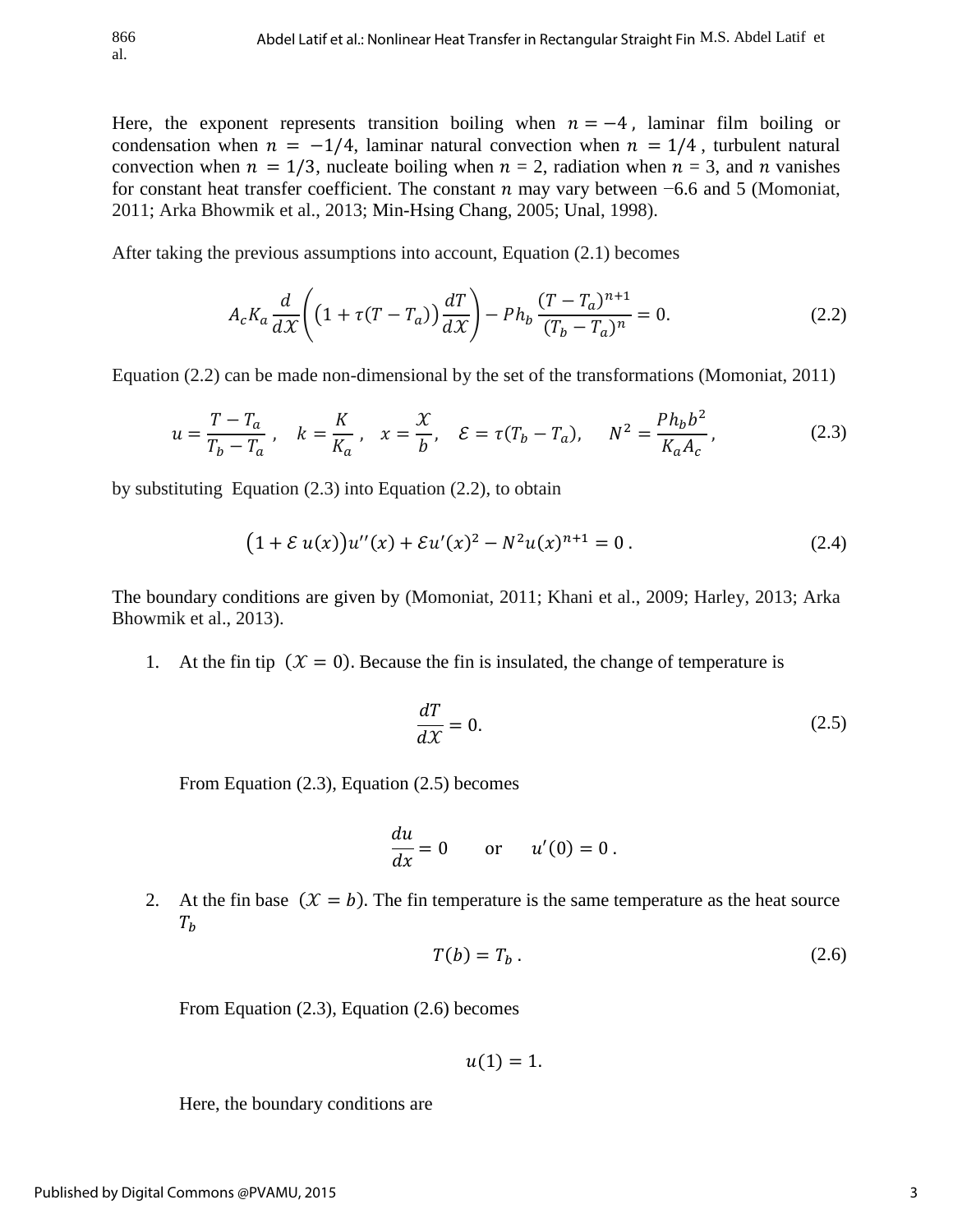Here, the exponent represents transition boiling when $n = -4$, laminar film boiling or condensation when $n = -1/4$, laminar natural convection when $n = 1/4$, turbulent natural convection when $n = 1/3$, nucleate boiling when $n = 2$, radiation when $n = 3$, and $n$ vanishes for constant heat transfer coefficient. The constant $n$ may vary between −6.6 and 5 (Momoniat, 2011; Arka Bhowmik et al., 2013; Min-Hsing Chang, 2005; Unal, 1998).

After taking the previous assumptions into account, Equation (2.1) becomes

$$A_c K_a \frac{d}{d\mathcal{X}}\left(\left(1+\tau(T-T_a)\right)\frac{dT}{d\mathcal{X}}\right) - Ph_b \frac{(T-T_a)^{n+1}}{(T_b-T_a)^n} = 0. \tag{2.2}$$

Equation (2.2) can be made non-dimensional by the set of the transformations (Momoniat, 2011)

$$u = \frac{T-T_a}{T_b-T_a}, \quad k = \frac{K}{K_a}, \quad x = \frac{\mathcal{X}}{b}, \quad \mathcal{E} = \tau(T_b - T_a), \quad N^2 = \frac{Ph_b b^2}{K_a A_c}, \tag{2.3}$$

by substituting Equation (2.3) into Equation (2.2), to obtain

$$\left(1+\mathcal{E}\,u(x)\right)u''(x) + \mathcal{E}u'(x)^2 - N^2 u(x)^{n+1} = 0\,. \tag{2.4}$$

The boundary conditions are given by (Momoniat, 2011; Khani et al., 2009; Harley, 2013; Arka Bhowmik et al., 2013).

1. At the fin tip $(\mathcal{X} = 0)$. Because the fin is insulated, the change of temperature is

   $$\frac{dT}{d\mathcal{X}} = 0. \tag{2.5}$$

   From Equation (2.3), Equation (2.5) becomes

   $$\frac{du}{dx} = 0 \qquad \text{or} \qquad u'(0) = 0\,.$$

2. At the fin base $(\mathcal{X} = b)$. The fin temperature is the same temperature as the heat source $T_b$

   $$T(b) = T_b\,. \tag{2.6}$$

   From Equation (2.3), Equation (2.6) becomes

   $$u(1) = 1.$$

   Here, the boundary conditions are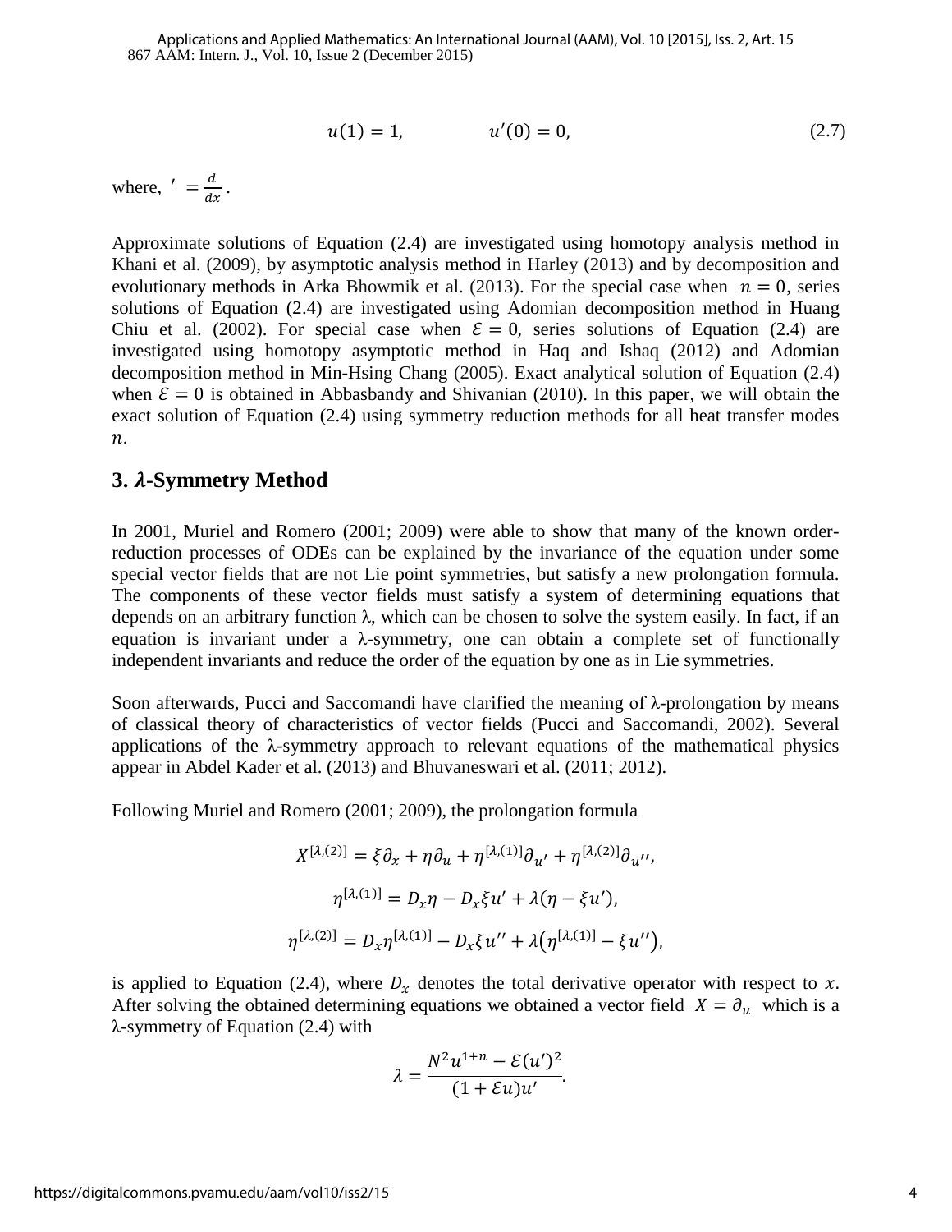$$u(1) = 1, \qquad u'(0) = 0, \tag{2.7}$$

where, $' = \frac{d}{dx}$.

Approximate solutions of Equation (2.4) are investigated using homotopy analysis method in Khani et al. (2009), by asymptotic analysis method in Harley (2013) and by decomposition and evolutionary methods in Arka Bhowmik et al. (2013). For the special case when $n = 0$, series solutions of Equation (2.4) are investigated using Adomian decomposition method in Huang Chiu et al. (2002). For special case when $\mathcal{E} = 0$, series solutions of Equation (2.4) are investigated using homotopy asymptotic method in Haq and Ishaq (2012) and Adomian decomposition method in Min-Hsing Chang (2005). Exact analytical solution of Equation (2.4) when $\mathcal{E} = 0$ is obtained in Abbasbandy and Shivanian (2010). In this paper, we will obtain the exact solution of Equation (2.4) using symmetry reduction methods for all heat transfer modes $n$.

## 3. $\lambda$-Symmetry Method

In 2001, Muriel and Romero (2001; 2009) were able to show that many of the known order-reduction processes of ODEs can be explained by the invariance of the equation under some special vector fields that are not Lie point symmetries, but satisfy a new prolongation formula. The components of these vector fields must satisfy a system of determining equations that depends on an arbitrary function λ, which can be chosen to solve the system easily. In fact, if an equation is invariant under a λ-symmetry, one can obtain a complete set of functionally independent invariants and reduce the order of the equation by one as in Lie symmetries.

Soon afterwards, Pucci and Saccomandi have clarified the meaning of λ-prolongation by means of classical theory of characteristics of vector fields (Pucci and Saccomandi, 2002). Several applications of the λ-symmetry approach to relevant equations of the mathematical physics appear in Abdel Kader et al. (2013) and Bhuvaneswari et al. (2011; 2012).

Following Muriel and Romero (2001; 2009), the prolongation formula

$$X^{[\lambda,(2)]} = \xi \partial_x + \eta \partial_u + \eta^{[\lambda,(1)]} \partial_{u'} + \eta^{[\lambda,(2)]} \partial_{u''},$$

$$\eta^{[\lambda,(1)]} = D_x \eta - D_x \xi u' + \lambda(\eta - \xi u'),$$

$$\eta^{[\lambda,(2)]} = D_x \eta^{[\lambda,(1)]} - D_x \xi u'' + \lambda\left(\eta^{[\lambda,(1)]} - \xi u''\right),$$

is applied to Equation (2.4), where $D_x$ denotes the total derivative operator with respect to $x$. After solving the obtained determining equations we obtained a vector field $X = \partial_u$ which is a λ-symmetry of Equation (2.4) with

$$\lambda = \frac{N^2 u^{1+n} - \mathcal{E}(u')^2}{(1 + \mathcal{E}u)u'}.$$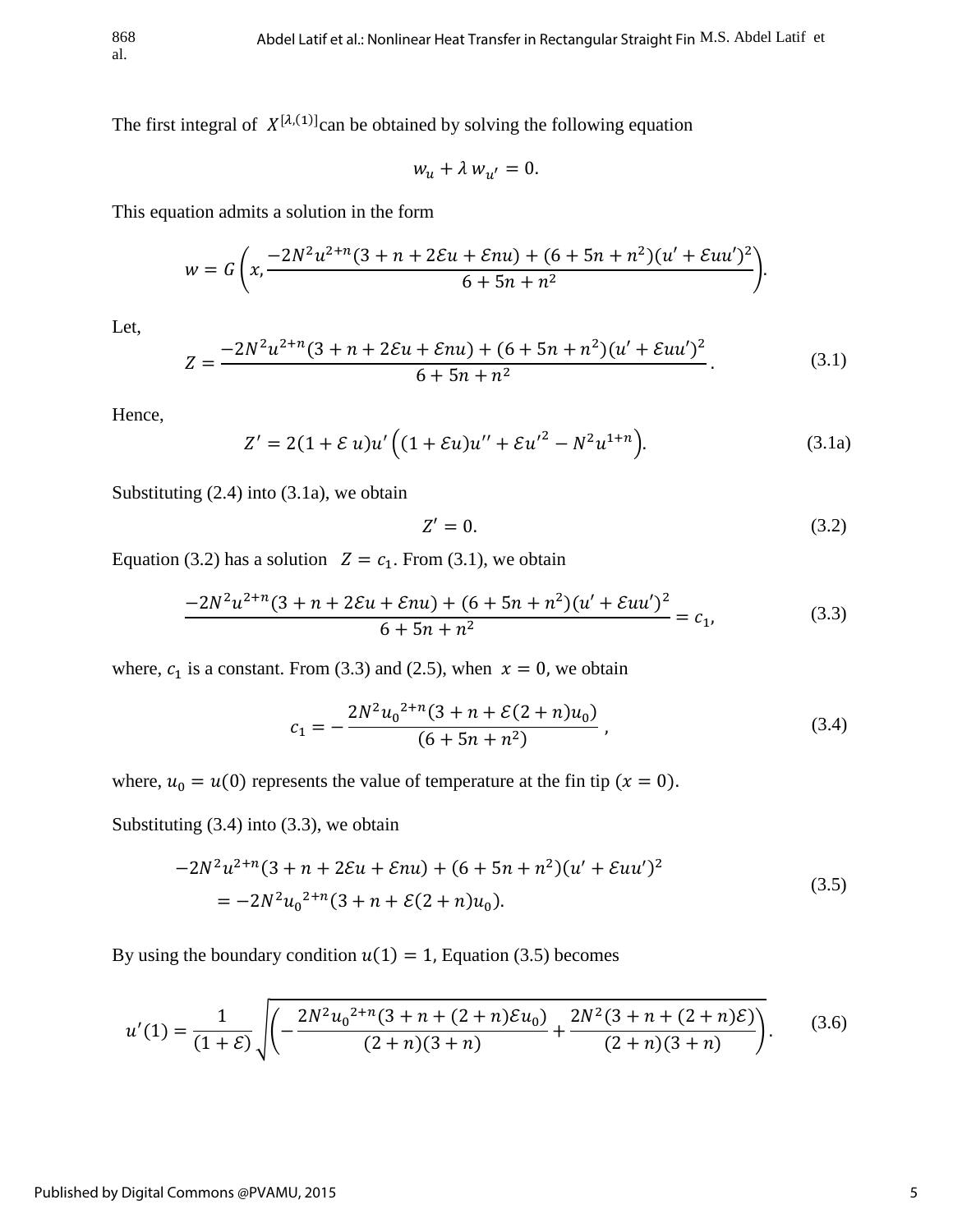The first integral of $X^{[\lambda,(1)]}$can be obtained by solving the following equation

$$w_u + \lambda\, w_{u'} = 0.$$

This equation admits a solution in the form

$$w = G\left(x, \frac{-2N^2u^{2+n}(3+n+2\mathcal{E}u+\mathcal{E}nu)+(6+5n+n^2)(u'+\mathcal{E}uu')^2}{6+5n+n^2}\right).$$

Let,

$$Z = \frac{-2N^2u^{2+n}(3+n+2\mathcal{E}u+\mathcal{E}nu)+(6+5n+n^2)(u'+\mathcal{E}uu')^2}{6+5n+n^2}. \tag{3.1}$$

Hence,

$$Z' = 2(1+\mathcal{E}\,u)u'\left((1+\mathcal{E}u)u''+\mathcal{E}u'^2-N^2u^{1+n}\right). \tag{3.1a}$$

Substituting (2.4) into (3.1a), we obtain

$$Z' = 0. \tag{3.2}$$

Equation (3.2) has a solution $Z = c_1$. From (3.1), we obtain

$$\frac{-2N^2u^{2+n}(3+n+2\mathcal{E}u+\mathcal{E}nu)+(6+5n+n^2)(u'+\mathcal{E}uu')^2}{6+5n+n^2} = c_1, \tag{3.3}$$

where, $c_1$ is a constant. From (3.3) and (2.5), when $x = 0$, we obtain

$$c_1 = -\frac{2N^2{u_0}^{2+n}(3+n+\mathcal{E}(2+n)u_0)}{(6+5n+n^2)}, \tag{3.4}$$

where, $u_0 = u(0)$ represents the value of temperature at the fin tip ($x = 0$).

Substituting (3.4) into (3.3), we obtain

$$\begin{aligned}-2N^2u^{2+n}(3+n+2\mathcal{E}u+\mathcal{E}nu)+(6+5n+n^2)(u'+\mathcal{E}uu')^2 \\ = -2N^2{u_0}^{2+n}(3+n+\mathcal{E}(2+n)u_0).\end{aligned} \tag{3.5}$$

By using the boundary condition $u(1) = 1$, Equation (3.5) becomes

$$u'(1) = \frac{1}{(1+\mathcal{E})}\sqrt{\left(-\frac{2N^2{u_0}^{2+n}(3+n+(2+n)\mathcal{E}u_0)}{(2+n)(3+n)}+\frac{2N^2(3+n+(2+n)\mathcal{E})}{(2+n)(3+n)}\right)}. \tag{3.6}$$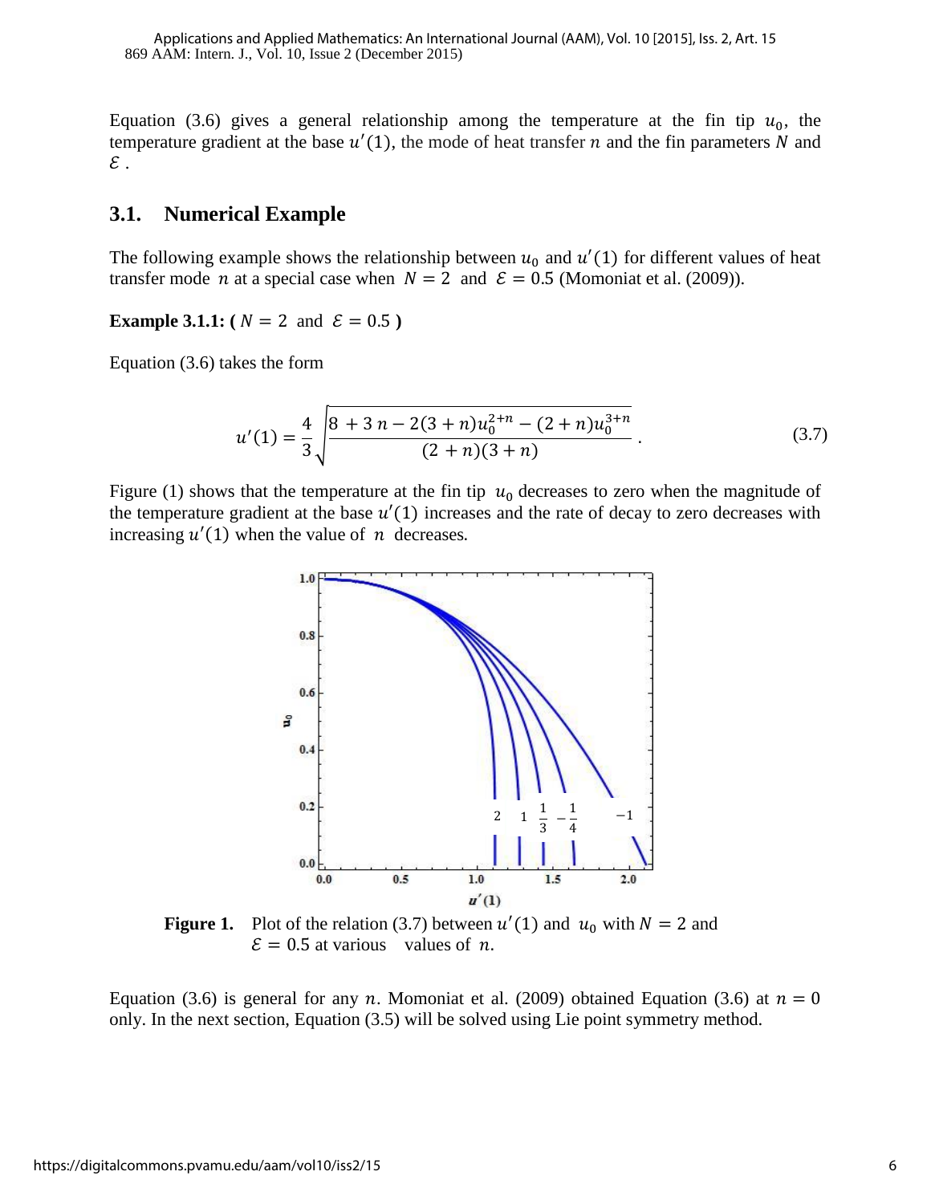Equation (3.6) gives a general relationship among the temperature at the fin tip $u_0$, the temperature gradient at the base $u'(1)$, the mode of heat transfer $n$ and the fin parameters $N$ and $\mathcal{E}$ .

## 3.1. Numerical Example

The following example shows the relationship between $u_0$ and $u'(1)$ for different values of heat transfer mode $n$ at a special case when $N = 2$ and $\mathcal{E} = 0.5$ (Momoniat et al. (2009)).

**Example 3.1.1: (** $N = 2$ and $\mathcal{E} = 0.5$ **)**

Equation (3.6) takes the form

$$u'(1) = \frac{4}{3}\sqrt{\frac{8 + 3\,n - 2(3+n)u_0^{2+n} - (2+n)u_0^{3+n}}{(2+n)(3+n)}}\,. \tag{3.7}$$

Figure (1) shows that the temperature at the fin tip $u_0$ decreases to zero when the magnitude of the temperature gradient at the base $u'(1)$ increases and the rate of decay to zero decreases with increasing $u'(1)$ when the value of $n$ decreases.

**Figure 1.** Plot of the relation (3.7) between $u'(1)$ and $u_0$ with $N = 2$ and $\mathcal{E} = 0.5$ at various values of $n$.

Equation (3.6) is general for any $n$. Momoniat et al. (2009) obtained Equation (3.6) at $n = 0$ only. In the next section, Equation (3.5) will be solved using Lie point symmetry method.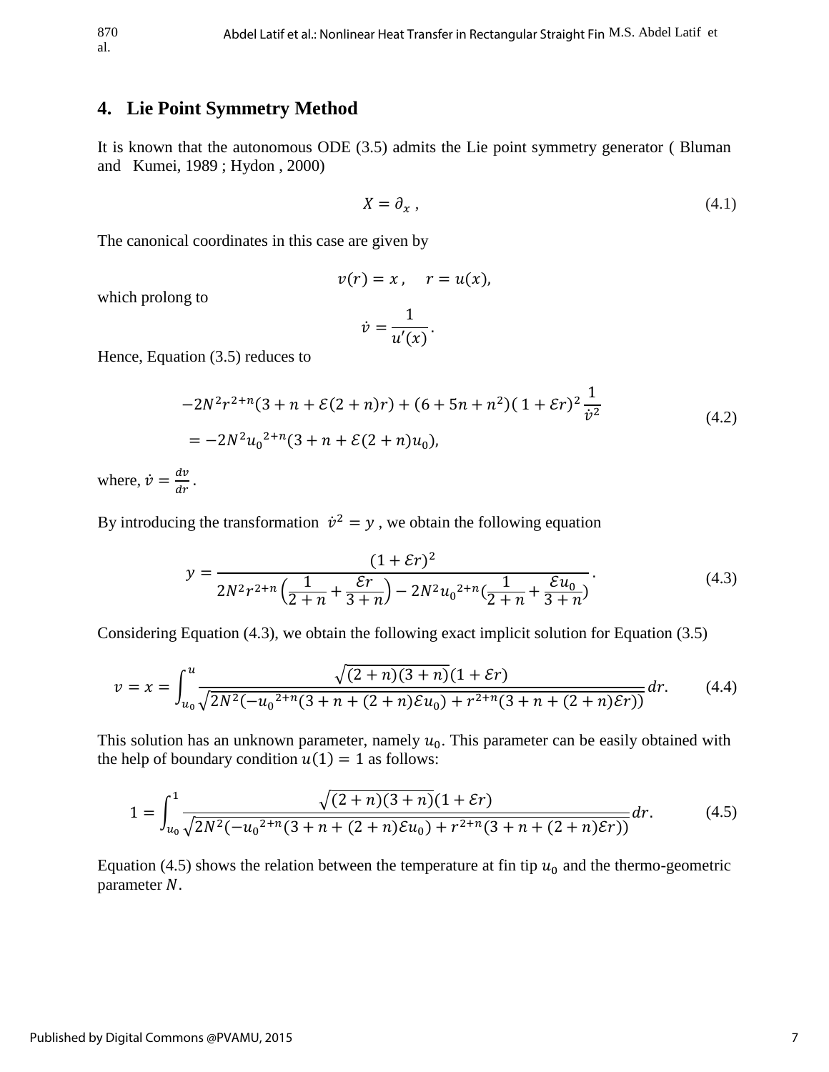## 4. Lie Point Symmetry Method

It is known that the autonomous ODE (3.5) admits the Lie point symmetry generator ( Bluman and Kumei, 1989 ; Hydon , 2000)

$$X = \partial_x \, , \tag{4.1}$$

The canonical coordinates in this case are given by

$$v(r) = x \, , \quad r = u(x),$$

which prolong to

$$\dot{v} = \frac{1}{u'(x)}.$$

Hence, Equation (3.5) reduces to

$$\begin{aligned} &-2N^2 r^{2+n}(3+n+\mathcal{E}(2+n)r) + (6+5n+n^2)(1+\mathcal{E}r)^2 \frac{1}{\dot{v}^2} \\ &= -2N^2 {u_0}^{2+n}(3+n+\mathcal{E}(2+n)u_0), \end{aligned} \tag{4.2}$$

where, $\dot{v} = \frac{dv}{dr}$.

By introducing the transformation $\dot{v}^2 = y$ , we obtain the following equation

$$y = \frac{(1+\mathcal{E}r)^2}{2N^2 r^{2+n}\left(\frac{1}{2+n} + \frac{\mathcal{E}r}{3+n}\right) - 2N^2 {u_0}^{2+n}\left(\frac{1}{2+n} + \frac{\mathcal{E}u_0}{3+n}\right)}. \tag{4.3}$$

Considering Equation (4.3), we obtain the following exact implicit solution for Equation (3.5)

$$v = x = \int_{u_0}^{u} \frac{\sqrt{(2+n)(3+n)}(1+\mathcal{E}r)}{\sqrt{2N^2(-{u_0}^{2+n}(3+n+(2+n)\mathcal{E}u_0) + r^{2+n}(3+n+(2+n)\mathcal{E}r))}} dr. \tag{4.4}$$

This solution has an unknown parameter, namely $u_0$. This parameter can be easily obtained with the help of boundary condition $u(1) = 1$ as follows:

$$1 = \int_{u_0}^{1} \frac{\sqrt{(2+n)(3+n)}(1+\mathcal{E}r)}{\sqrt{2N^2(-{u_0}^{2+n}(3+n+(2+n)\mathcal{E}u_0) + r^{2+n}(3+n+(2+n)\mathcal{E}r))}} dr. \tag{4.5}$$

Equation (4.5) shows the relation between the temperature at fin tip $u_0$ and the thermo-geometric parameter $N$.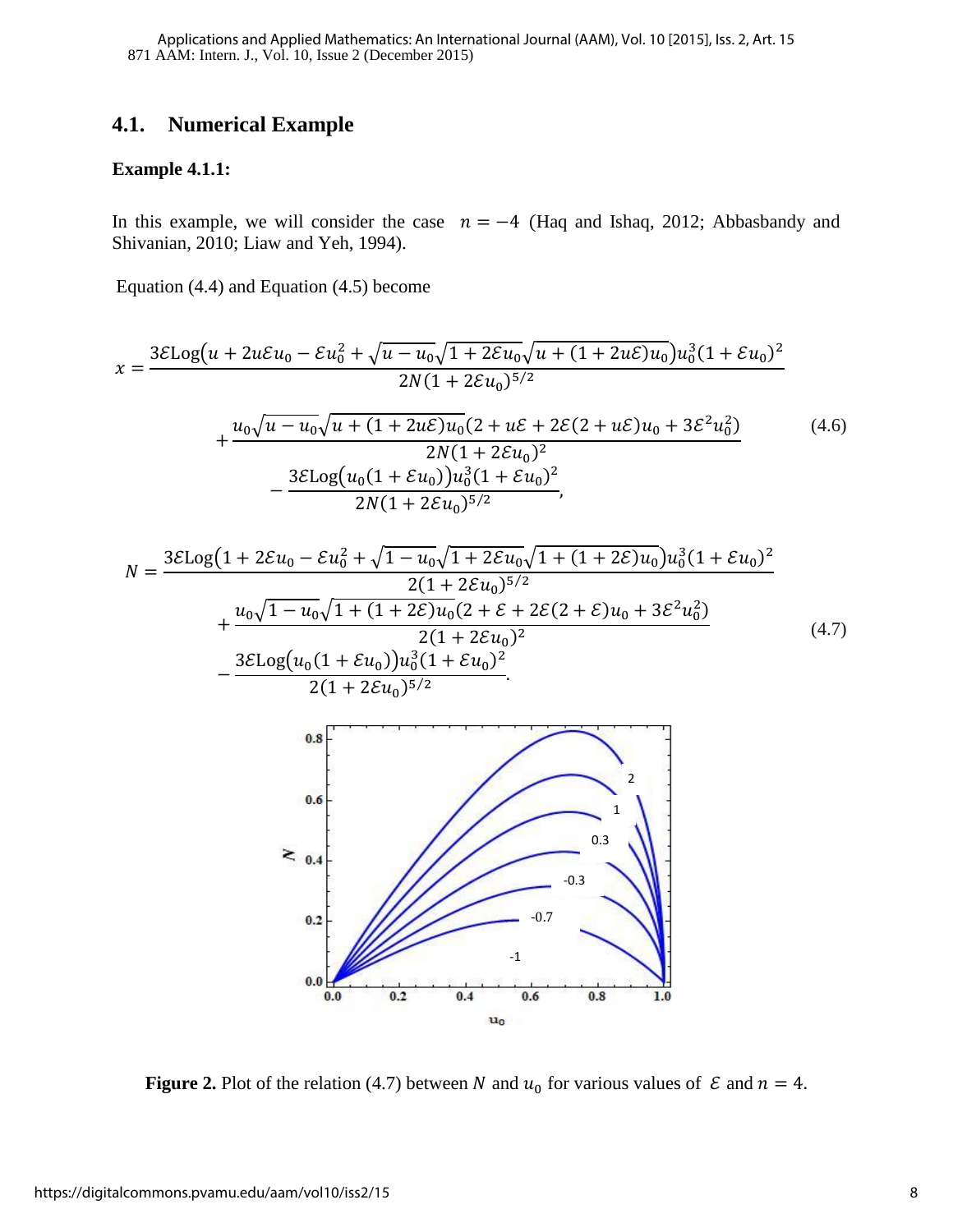## 4.1. Numerical Example

**Example 4.1.1:**

In this example, we will consider the case $n = -4$ (Haq and Ishaq, 2012; Abbasbandy and Shivanian, 2010; Liaw and Yeh, 1994).

Equation (4.4) and Equation (4.5) become

$$x = \frac{3\mathcal{E}\text{Log}\left(u + 2u\mathcal{E}u_0 - \mathcal{E}u_0^2 + \sqrt{u - u_0}\sqrt{1 + 2\mathcal{E}u_0}\sqrt{u + (1 + 2u\mathcal{E})u_0}\right)u_0^3(1 + \mathcal{E}u_0)^2}{2N(1 + 2\mathcal{E}u_0)^{5/2}} + \frac{u_0\sqrt{u - u_0}\sqrt{u + (1 + 2u\mathcal{E})u_0}(2 + u\mathcal{E} + 2\mathcal{E}(2 + u\mathcal{E})u_0 + 3\mathcal{E}^2u_0^2)}{2N(1 + 2\mathcal{E}u_0)^2} - \frac{3\mathcal{E}\text{Log}\left(u_0(1 + \mathcal{E}u_0)\right)u_0^3(1 + \mathcal{E}u_0)^2}{2N(1 + 2\mathcal{E}u_0)^{5/2}}, \tag{4.6}$$

$$N = \frac{3\mathcal{E}\text{Log}\left(1 + 2\mathcal{E}u_0 - \mathcal{E}u_0^2 + \sqrt{1 - u_0}\sqrt{1 + 2\mathcal{E}u_0}\sqrt{1 + (1 + 2\mathcal{E})u_0}\right)u_0^3(1 + \mathcal{E}u_0)^2}{2(1 + 2\mathcal{E}u_0)^{5/2}} + \frac{u_0\sqrt{1 - u_0}\sqrt{1 + (1 + 2\mathcal{E})u_0}(2 + \mathcal{E} + 2\mathcal{E}(2 + \mathcal{E})u_0 + 3\mathcal{E}^2u_0^2)}{2(1 + 2\mathcal{E}u_0)^2} - \frac{3\mathcal{E}\text{Log}\left(u_0(1 + \mathcal{E}u_0)\right)u_0^3(1 + \mathcal{E}u_0)^2}{2(1 + 2\mathcal{E}u_0)^{5/2}}. \tag{4.7}$$

**Figure 2.** Plot of the relation (4.7) between $N$ and $u_0$ for various values of $\mathcal{E}$ and $n = 4$.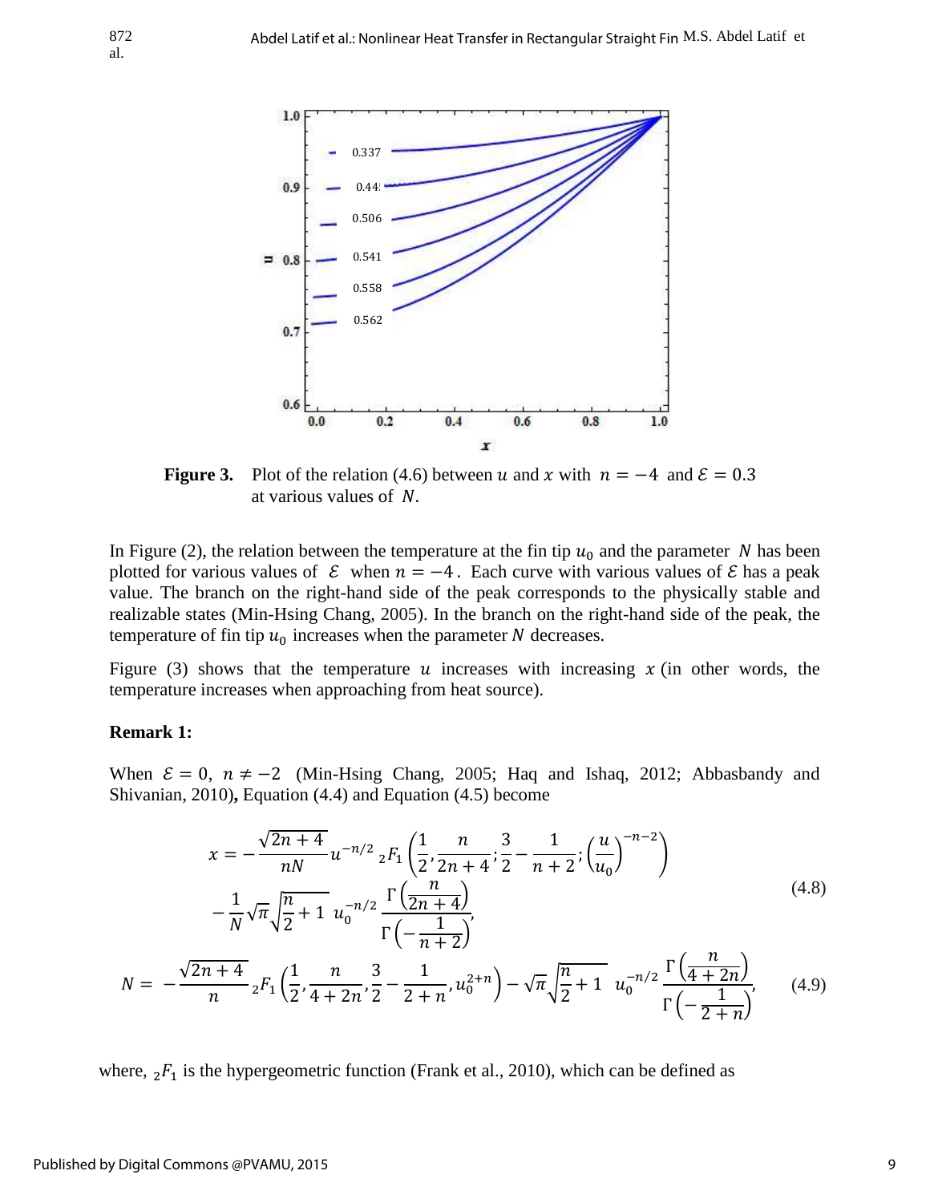**Figure 3.** Plot of the relation (4.6) between $u$ and $x$ with $n = -4$ and $\mathcal{E} = 0.3$ at various values of $N$.

In Figure (2), the relation between the temperature at the fin tip $u_0$ and the parameter $N$ has been plotted for various values of $\mathcal{E}$ when $n = -4$. Each curve with various values of $\mathcal{E}$ has a peak value. The branch on the right-hand side of the peak corresponds to the physically stable and realizable states (Min-Hsing Chang, 2005). In the branch on the right-hand side of the peak, the temperature of fin tip $u_0$ increases when the parameter $N$ decreases.

Figure (3) shows that the temperature $u$ increases with increasing $x$ (in other words, the temperature increases when approaching from heat source).

**Remark 1:**

When $\mathcal{E} = 0$, $n \neq -2$ (Min-Hsing Chang, 2005; Haq and Ishaq, 2012; Abbasbandy and Shivanian, 2010), Equation (4.4) and Equation (4.5) become

$$
\begin{aligned}
x = & -\frac{\sqrt{2n+4}}{nN} u^{-n/2} \, {}_2F_1\left(\frac{1}{2}, \frac{n}{2n+4}; \frac{3}{2} - \frac{1}{n+2}; \left(\frac{u}{u_0}\right)^{-n-2}\right) \\
& - \frac{1}{N}\sqrt{\pi}\sqrt{\frac{n}{2}+1} \; u_0^{-n/2} \frac{\Gamma\left(\frac{n}{2n+4}\right)}{\Gamma\left(-\frac{1}{n+2}\right)},
\end{aligned}
\tag{4.8}
$$

$$
N = -\frac{\sqrt{2n+4}}{n} \, {}_2F_1\left(\frac{1}{2}, \frac{n}{4+2n}, \frac{3}{2} - \frac{1}{2+n}, u_0^{2+n}\right) - \sqrt{\pi}\sqrt{\frac{n}{2}+1} \; u_0^{-n/2} \frac{\Gamma\left(\frac{n}{4+2n}\right)}{\Gamma\left(-\frac{1}{2+n}\right)},
\tag{4.9}
$$

where, ${}_2F_1$ is the hypergeometric function (Frank et al., 2010), which can be defined as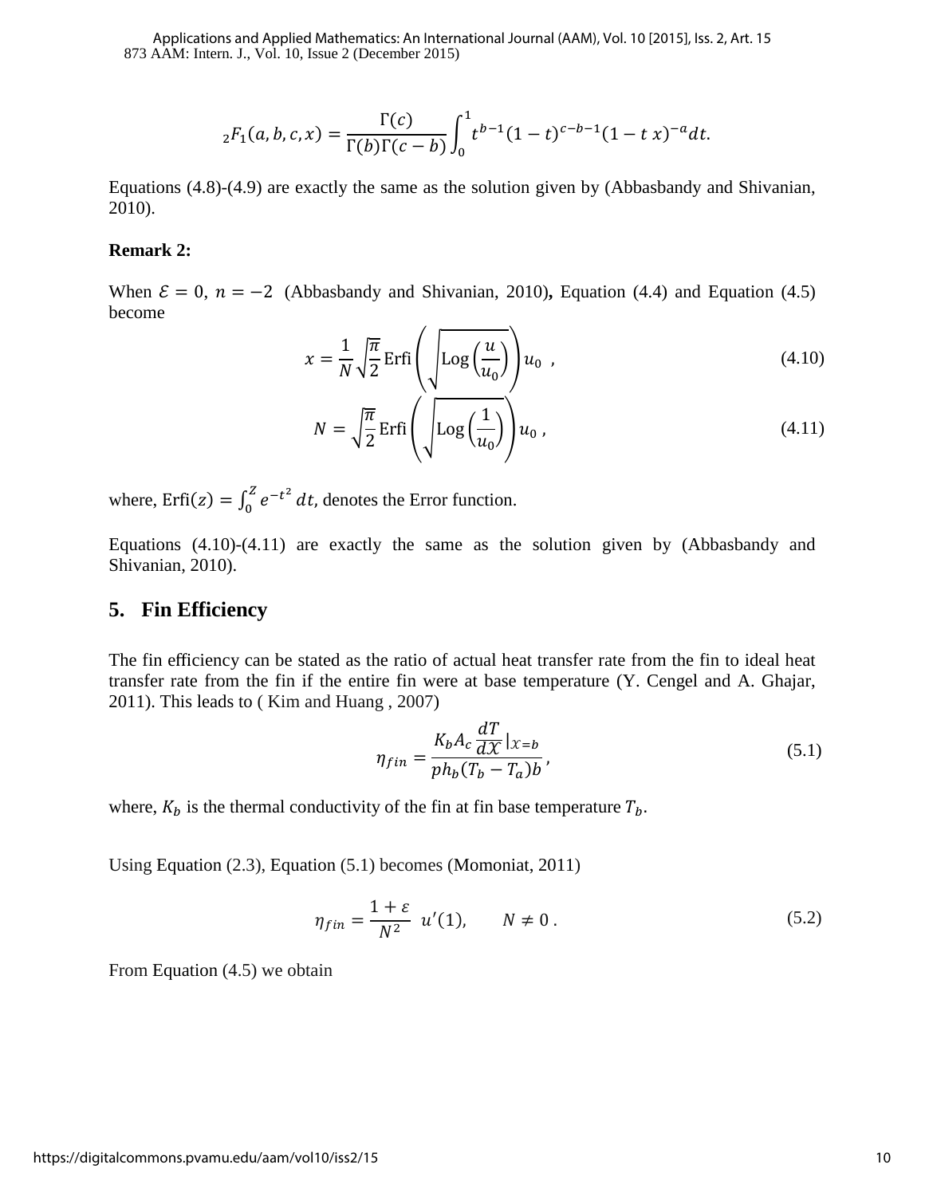$$ {}_2F_1(a,b,c,x) = \frac{\Gamma(c)}{\Gamma(b)\Gamma(c-b)} \int_0^1 t^{b-1}(1-t)^{c-b-1}(1-t\,x)^{-a}dt. $$

Equations (4.8)-(4.9) are exactly the same as the solution given by (Abbasbandy and Shivanian, 2010).

**Remark 2:**

When $\mathcal{E} = 0,\ n = -2$ (Abbasbandy and Shivanian, 2010)**,** Equation (4.4) and Equation (4.5) become

$$ x = \frac{1}{N}\sqrt{\frac{\pi}{2}}\,\mathrm{Erfi}\left(\sqrt{\mathrm{Log}\left(\frac{u}{u_0}\right)}\right)u_0 \ , \tag{4.10} $$

$$ N = \sqrt{\frac{\pi}{2}}\,\mathrm{Erfi}\left(\sqrt{\mathrm{Log}\left(\frac{1}{u_0}\right)}\right)u_0 \ , \tag{4.11} $$

where, $\mathrm{Erfi}(z) = \int_0^z e^{-t^2}\,dt$, denotes the Error function.

Equations (4.10)-(4.11) are exactly the same as the solution given by (Abbasbandy and Shivanian, 2010).

## 5. Fin Efficiency

The fin efficiency can be stated as the ratio of actual heat transfer rate from the fin to ideal heat transfer rate from the fin if the entire fin were at base temperature (Y. Cengel and A. Ghajar, 2011). This leads to ( Kim and Huang , 2007)

$$ \eta_{fin} = \frac{K_b A_c \frac{dT}{d\mathcal{X}}|_{\mathcal{X}=b}}{p h_b (T_b - T_a) b}, \tag{5.1} $$

where, $K_b$ is the thermal conductivity of the fin at fin base temperature $T_b$.

Using Equation (2.3), Equation (5.1) becomes (Momoniat, 2011)

$$ \eta_{fin} = \frac{1+\varepsilon}{N^2}\ u'(1), \qquad N \neq 0 \ . \tag{5.2} $$

From Equation (4.5) we obtain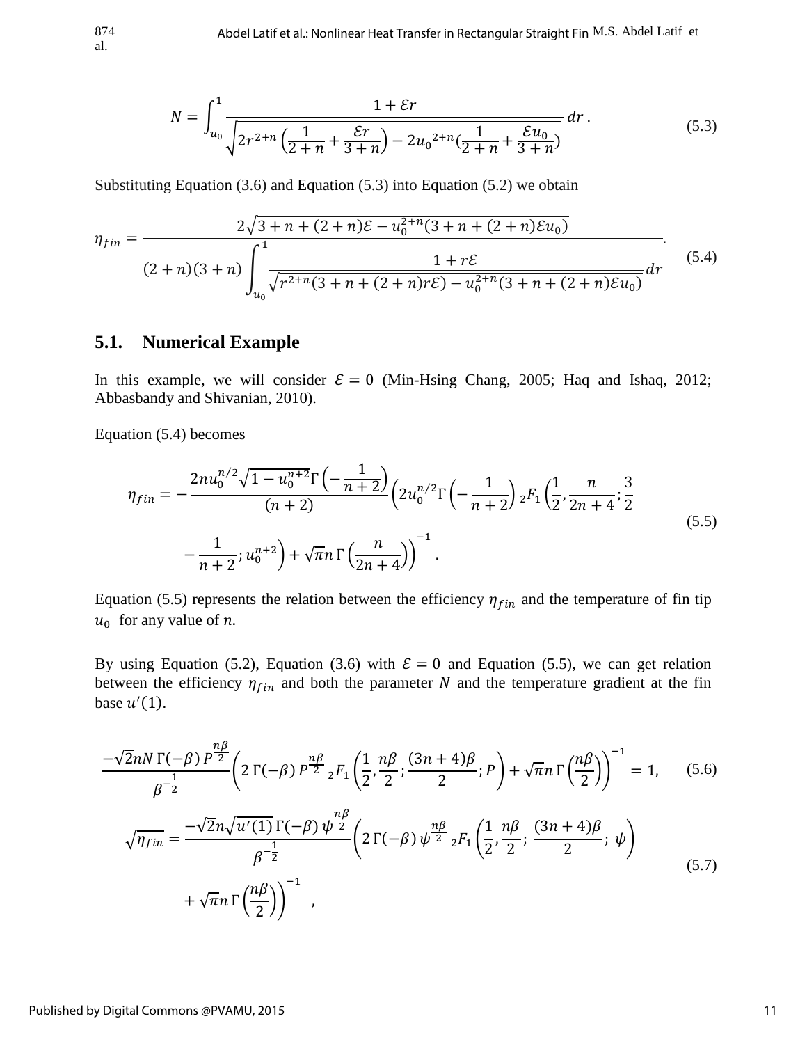$$N = \int_{u_0}^{1} \frac{1 + \mathcal{E}r}{\sqrt{2r^{2+n}\left(\frac{1}{2+n} + \frac{\mathcal{E}r}{3+n}\right) - 2u_0{}^{2+n}\left(\frac{1}{2+n} + \frac{\mathcal{E}u_0}{3+n}\right)}}\, dr\,. \tag{5.3}$$

Substituting Equation (3.6) and Equation (5.3) into Equation (5.2) we obtain

$$\eta_{fin} = \frac{2\sqrt{3 + n + (2+n)\mathcal{E} - u_0^{2+n}(3 + n + (2+n)\mathcal{E}u_0)}}{(2+n)(3+n)\displaystyle\int_{u_0}^{1} \frac{1 + r\mathcal{E}}{\sqrt{r^{2+n}(3 + n + (2+n)r\mathcal{E}) - u_0^{2+n}(3 + n + (2+n)\mathcal{E}u_0)}}\, dr}. \tag{5.4}$$

## 5.1. Numerical Example

In this example, we will consider $\mathcal{E} = 0$ (Min-Hsing Chang, 2005; Haq and Ishaq, 2012; Abbasbandy and Shivanian, 2010).

Equation (5.4) becomes

$$\eta_{fin} = -\frac{2nu_0^{n/2}\sqrt{1 - u_0^{n+2}}\,\Gamma\left(-\frac{1}{n+2}\right)}{(n+2)}\left(2u_0^{n/2}\Gamma\left(-\frac{1}{n+2}\right){}_2F_1\left(\frac{1}{2}, \frac{n}{2n+4}; \frac{3}{2} - \frac{1}{n+2}; u_0^{n+2}\right) + \sqrt{\pi}n\,\Gamma\left(\frac{n}{2n+4}\right)\right)^{-1}. \tag{5.5}$$

Equation (5.5) represents the relation between the efficiency $\eta_{fin}$ and the temperature of fin tip $u_0$ for any value of $n$.

By using Equation (5.2), Equation (3.6) with $\mathcal{E} = 0$ and Equation (5.5), we can get relation between the efficiency $\eta_{fin}$ and both the parameter $N$ and the temperature gradient at the fin base $u'(1)$.

$$\frac{-\sqrt{2}nN\,\Gamma(-\beta)\,P^{\frac{n\beta}{2}}}{\beta^{-\frac{1}{2}}}\left(2\,\Gamma(-\beta)\,P^{\frac{n\beta}{2}}\,{}_2F_1\left(\frac{1}{2}, \frac{n\beta}{2}; \frac{(3n+4)\beta}{2}; P\right) + \sqrt{\pi}n\,\Gamma\left(\frac{n\beta}{2}\right)\right)^{-1} = 1, \tag{5.6}$$

$$\sqrt{\eta_{fin}} = \frac{-\sqrt{2}n\sqrt{u'(1)}\,\Gamma(-\beta)\,\psi^{\frac{n\beta}{2}}}{\beta^{-\frac{1}{2}}}\left(2\,\Gamma(-\beta)\,\psi^{\frac{n\beta}{2}}\,{}_2F_1\left(\frac{1}{2}, \frac{n\beta}{2}; \frac{(3n+4)\beta}{2}; \psi\right) + \sqrt{\pi}n\,\Gamma\left(\frac{n\beta}{2}\right)\right)^{-1}, \tag{5.7}$$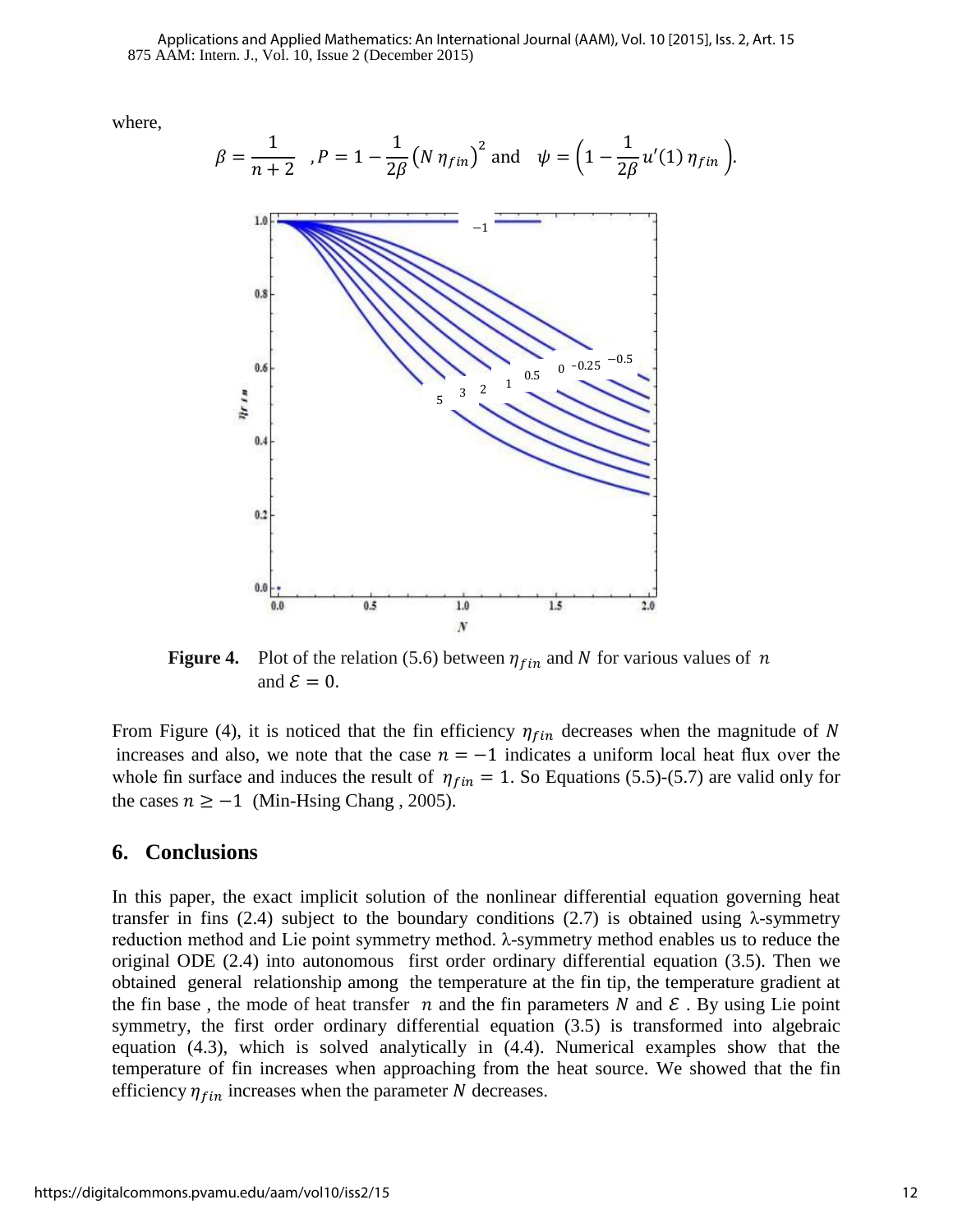where,

$$\beta = \frac{1}{n+2} \quad , P = 1 - \frac{1}{2\beta}\left(N\,\eta_{fin}\right)^2 \text{ and } \quad \psi = \left(1 - \frac{1}{2\beta}u'(1)\,\eta_{fin}\right).$$

**Figure 4.** Plot of the relation (5.6) between $\eta_{fin}$ and $N$ for various values of $n$ and $\mathcal{E} = 0$.

From Figure (4), it is noticed that the fin efficiency $\eta_{fin}$ decreases when the magnitude of $N$ increases and also, we note that the case $n = -1$ indicates a uniform local heat flux over the whole fin surface and induces the result of $\eta_{fin} = 1$. So Equations (5.5)-(5.7) are valid only for the cases $n \geq -1$ (Min-Hsing Chang , 2005).

## 6. Conclusions

In this paper, the exact implicit solution of the nonlinear differential equation governing heat transfer in fins (2.4) subject to the boundary conditions (2.7) is obtained using λ-symmetry reduction method and Lie point symmetry method. λ-symmetry method enables us to reduce the original ODE (2.4) into autonomous first order ordinary differential equation (3.5). Then we obtained general relationship among the temperature at the fin tip, the temperature gradient at the fin base , the mode of heat transfer $n$ and the fin parameters $N$ and $\mathcal{E}$ . By using Lie point symmetry, the first order ordinary differential equation (3.5) is transformed into algebraic equation (4.3), which is solved analytically in (4.4). Numerical examples show that the temperature of fin increases when approaching from the heat source. We showed that the fin efficiency $\eta_{fin}$ increases when the parameter $N$ decreases.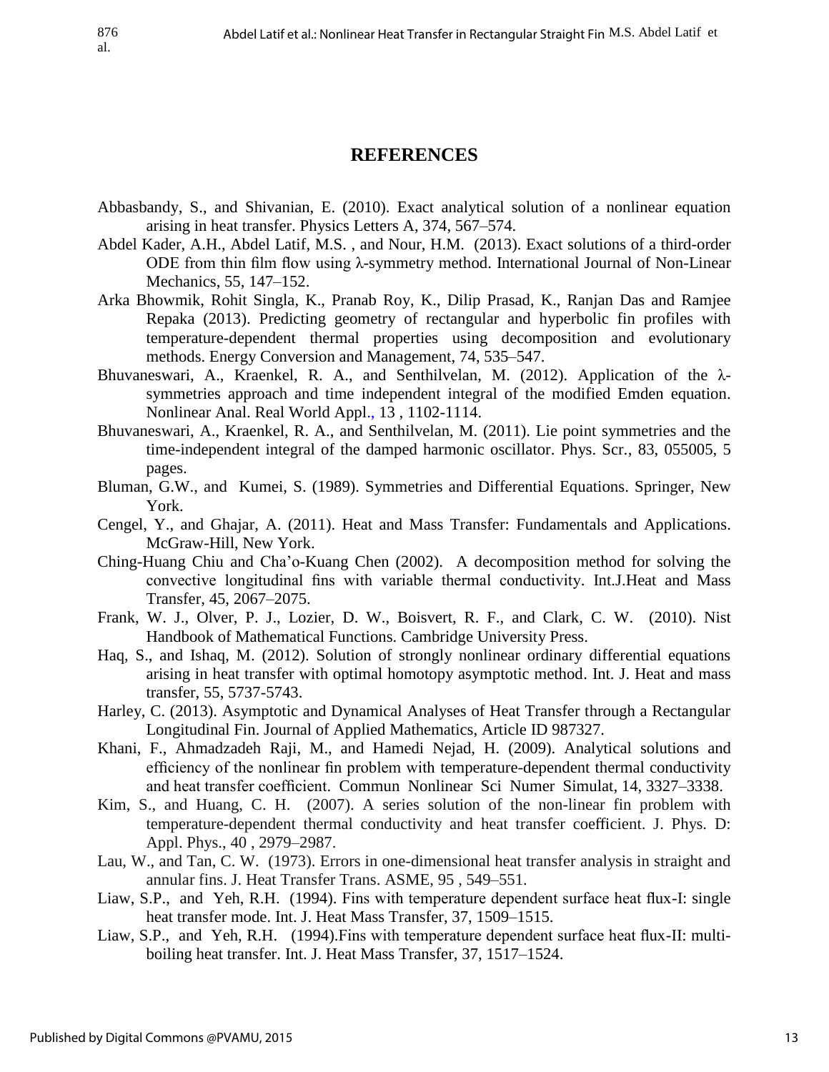## REFERENCES

Abbasbandy, S., and Shivanian, E. (2010). Exact analytical solution of a nonlinear equation arising in heat transfer. Physics Letters A, 374, 567–574.

Abdel Kader, A.H., Abdel Latif, M.S. , and Nour, H.M. (2013). Exact solutions of a third-order ODE from thin film flow using λ-symmetry method. International Journal of Non-Linear Mechanics, 55, 147–152.

Arka Bhowmik, Rohit Singla, K., Pranab Roy, K., Dilip Prasad, K., Ranjan Das and Ramjee Repaka (2013). Predicting geometry of rectangular and hyperbolic fin profiles with temperature-dependent thermal properties using decomposition and evolutionary methods. Energy Conversion and Management, 74, 535–547.

Bhuvaneswari, A., Kraenkel, R. A., and Senthilvelan, M. (2012). Application of the λ-symmetries approach and time independent integral of the modified Emden equation. Nonlinear Anal. Real World Appl., 13 , 1102-1114.

Bhuvaneswari, A., Kraenkel, R. A., and Senthilvelan, M. (2011). Lie point symmetries and the time-independent integral of the damped harmonic oscillator. Phys. Scr., 83, 055005, 5 pages.

Bluman, G.W., and Kumei, S. (1989). Symmetries and Differential Equations. Springer, New York.

Cengel, Y., and Ghajar, A. (2011). Heat and Mass Transfer: Fundamentals and Applications. McGraw-Hill, New York.

Ching-Huang Chiu and Cha'o-Kuang Chen (2002). A decomposition method for solving the convective longitudinal fins with variable thermal conductivity. Int.J.Heat and Mass Transfer, 45, 2067–2075.

Frank, W. J., Olver, P. J., Lozier, D. W., Boisvert, R. F., and Clark, C. W. (2010). Nist Handbook of Mathematical Functions. Cambridge University Press.

Haq, S., and Ishaq, M. (2012). Solution of strongly nonlinear ordinary differential equations arising in heat transfer with optimal homotopy asymptotic method. Int. J. Heat and mass transfer, 55, 5737-5743.

Harley, C. (2013). Asymptotic and Dynamical Analyses of Heat Transfer through a Rectangular Longitudinal Fin. Journal of Applied Mathematics, Article ID 987327.

Khani, F., Ahmadzadeh Raji, M., and Hamedi Nejad, H. (2009). Analytical solutions and efficiency of the nonlinear fin problem with temperature-dependent thermal conductivity and heat transfer coefficient. Commun Nonlinear Sci Numer Simulat, 14, 3327–3338.

Kim, S., and Huang, C. H. (2007). A series solution of the non-linear fin problem with temperature-dependent thermal conductivity and heat transfer coefficient. J. Phys. D: Appl. Phys., 40 , 2979–2987.

Lau, W., and Tan, C. W. (1973). Errors in one-dimensional heat transfer analysis in straight and annular fins. J. Heat Transfer Trans. ASME, 95 , 549–551.

Liaw, S.P., and Yeh, R.H. (1994). Fins with temperature dependent surface heat flux-I: single heat transfer mode. Int. J. Heat Mass Transfer, 37, 1509–1515.

Liaw, S.P., and Yeh, R.H. (1994).Fins with temperature dependent surface heat flux-II: multi-boiling heat transfer. Int. J. Heat Mass Transfer, 37, 1517–1524.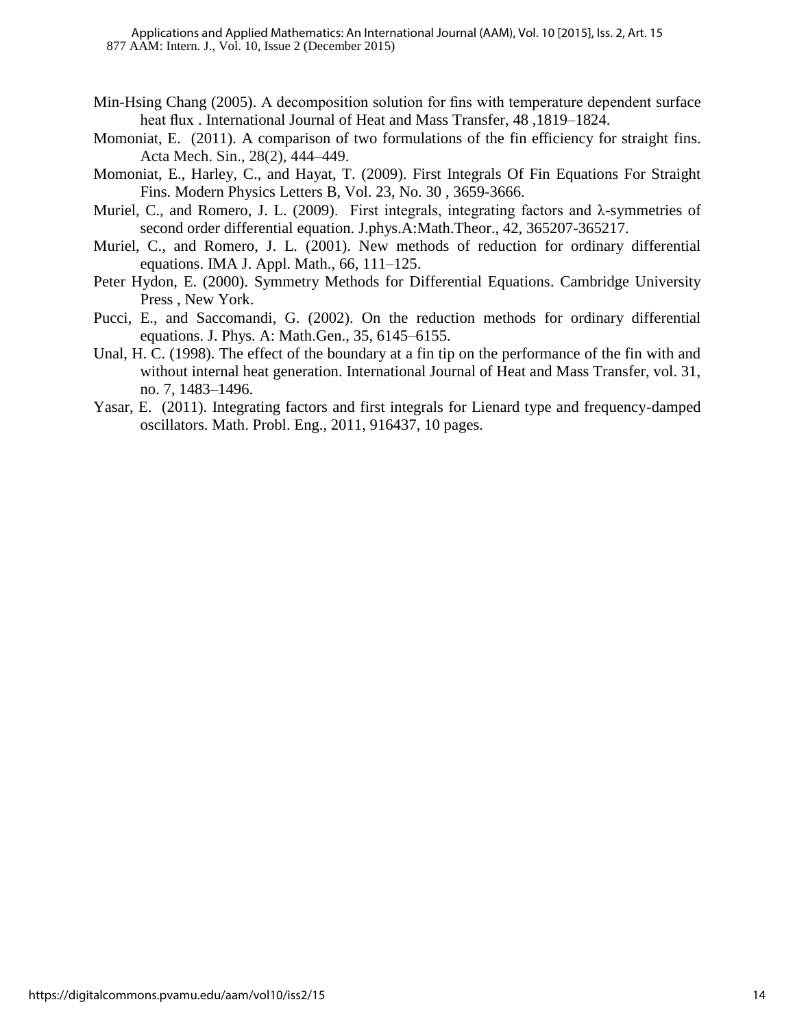Min-Hsing Chang (2005). A decomposition solution for fins with temperature dependent surface heat flux . International Journal of Heat and Mass Transfer, 48 ,1819–1824.

Momoniat, E. (2011). A comparison of two formulations of the fin efficiency for straight fins. Acta Mech. Sin., 28(2), 444–449.

Momoniat, E., Harley, C., and Hayat, T. (2009). First Integrals Of Fin Equations For Straight Fins. Modern Physics Letters B, Vol. 23, No. 30 , 3659-3666.

Muriel, C., and Romero, J. L. (2009). First integrals, integrating factors and λ-symmetries of second order differential equation. J.phys.A:Math.Theor., 42, 365207-365217.

Muriel, C., and Romero, J. L. (2001). New methods of reduction for ordinary differential equations. IMA J. Appl. Math., 66, 111–125.

Peter Hydon, E. (2000). Symmetry Methods for Differential Equations. Cambridge University Press , New York.

Pucci, E., and Saccomandi, G. (2002). On the reduction methods for ordinary differential equations. J. Phys. A: Math.Gen., 35, 6145–6155.

Unal, H. C. (1998). The effect of the boundary at a fin tip on the performance of the fin with and without internal heat generation. International Journal of Heat and Mass Transfer, vol. 31, no. 7, 1483–1496.

Yasar, E. (2011). Integrating factors and first integrals for Lienard type and frequency-damped oscillators. Math. Probl. Eng., 2011, 916437, 10 pages.